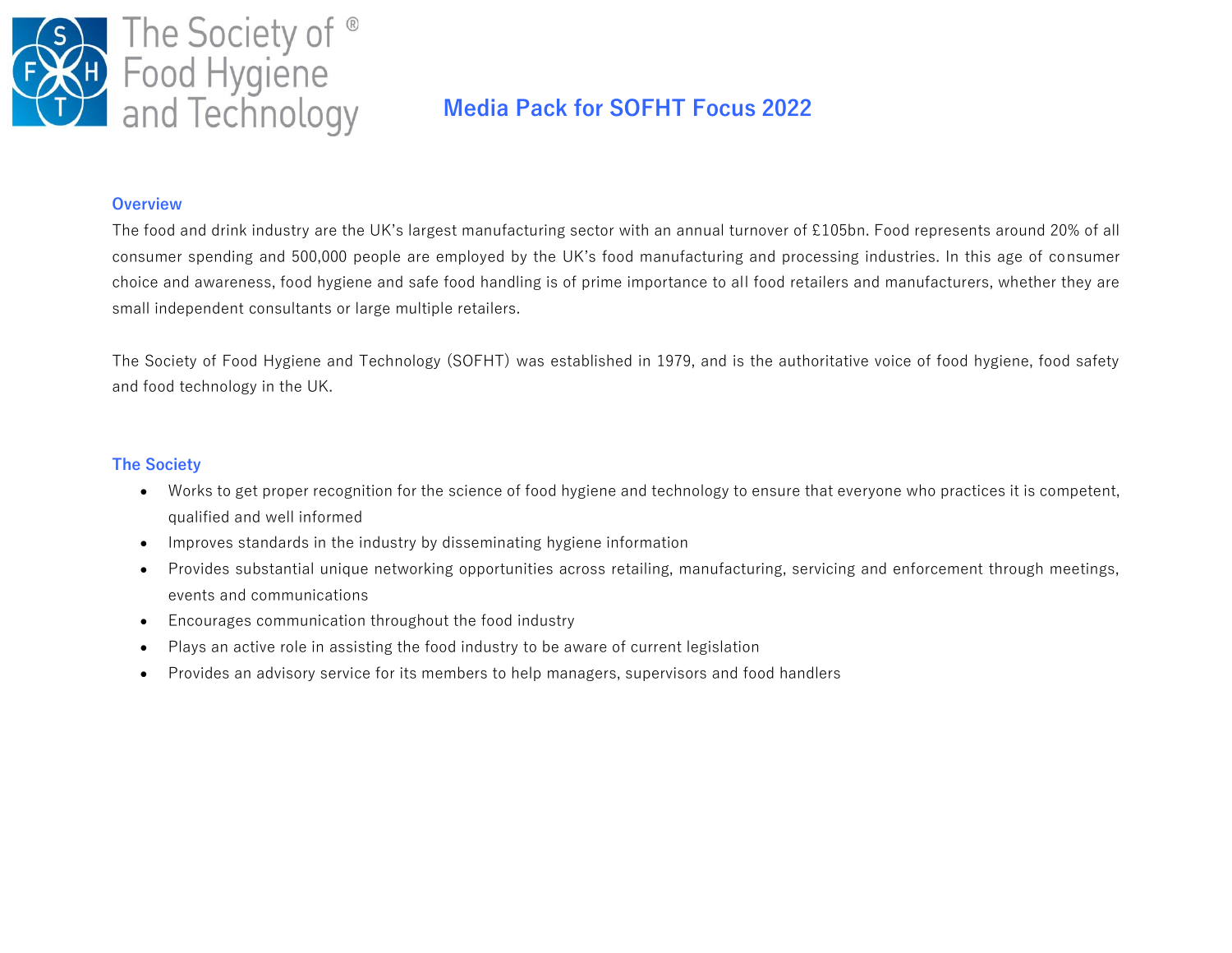The Society of ® Food Hygiene and Technology

# Media Pack for SOFHT Focus 2022

## Overview

The food and drink industry are the UK's largest manufacturing sector with an annual turnover of £105bn. Food represents around 20% of all consumer spending and 500,000 people are employed by the UK's food manufacturing and processing industries. In this age of consumer choice and awareness, food hygiene and safe food handling is of prime importance to all food retailers and manufacturers, whether they are small independent consultants or large multiple retailers.

The Society of Food Hygiene and Technology (SOFHT) was established in 1979, and is the authoritative voice of food hygiene, food safety and food technology in the UK.

## The Society

- Works to get proper recognition for the science of food hygiene and technology to ensure that everyone who practices it is competent, qualified and well informed
- Improves standards in the industry by disseminating hygiene information
- Provides substantial unique networking opportunities across retailing, manufacturing, servicing and enforcement through meetings, events and communications
- Encourages communication throughout the food industry
- Plays an active role in assisting the food industry to be aware of current legislation
- Provides an advisory service for its members to help managers, supervisors and food handlers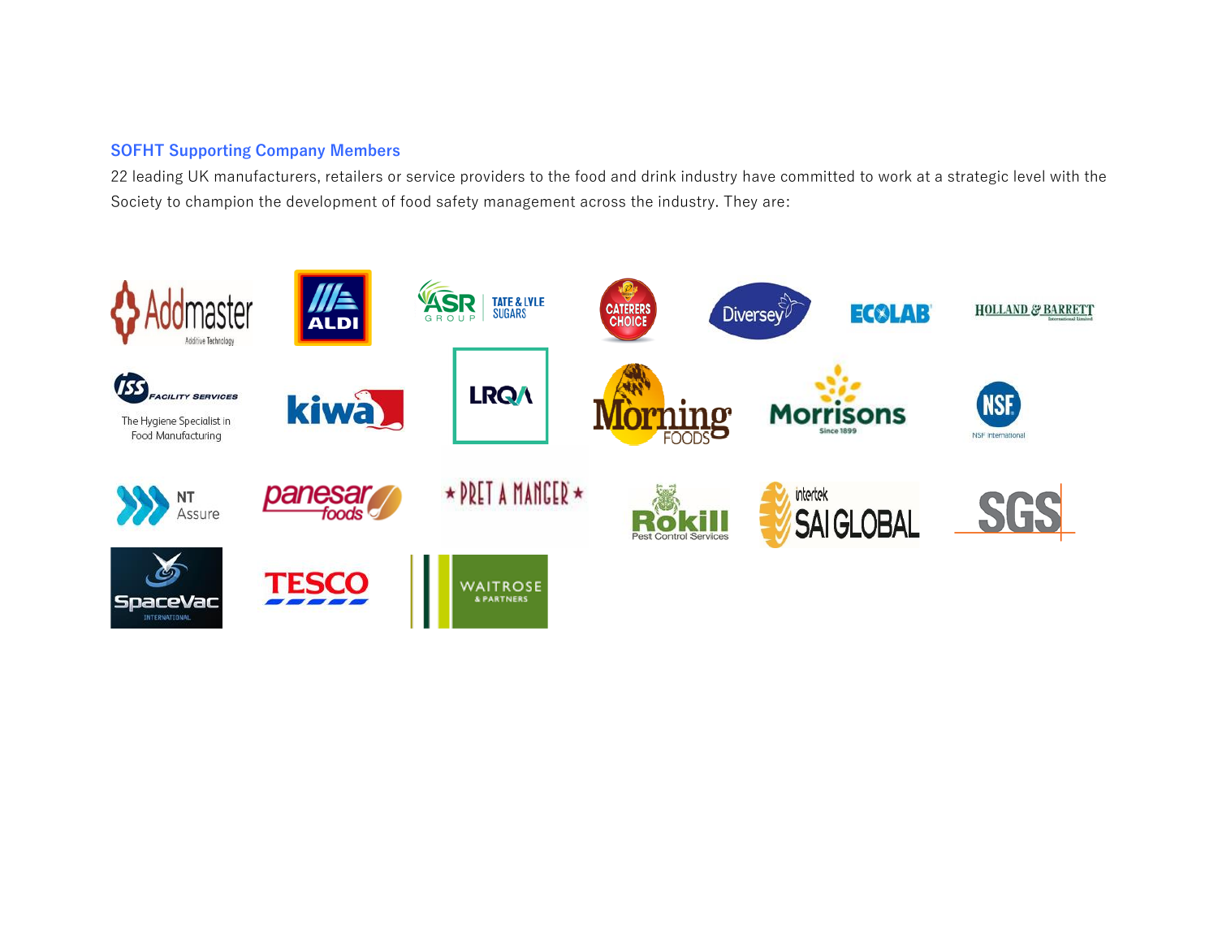### SOFHT Supporting Company Members

22 leading UK manufacturers, retailers or service providers to the food and drink industry have committed to work at a strategic level with the Society to champion the development of food safety management across the industry. They are: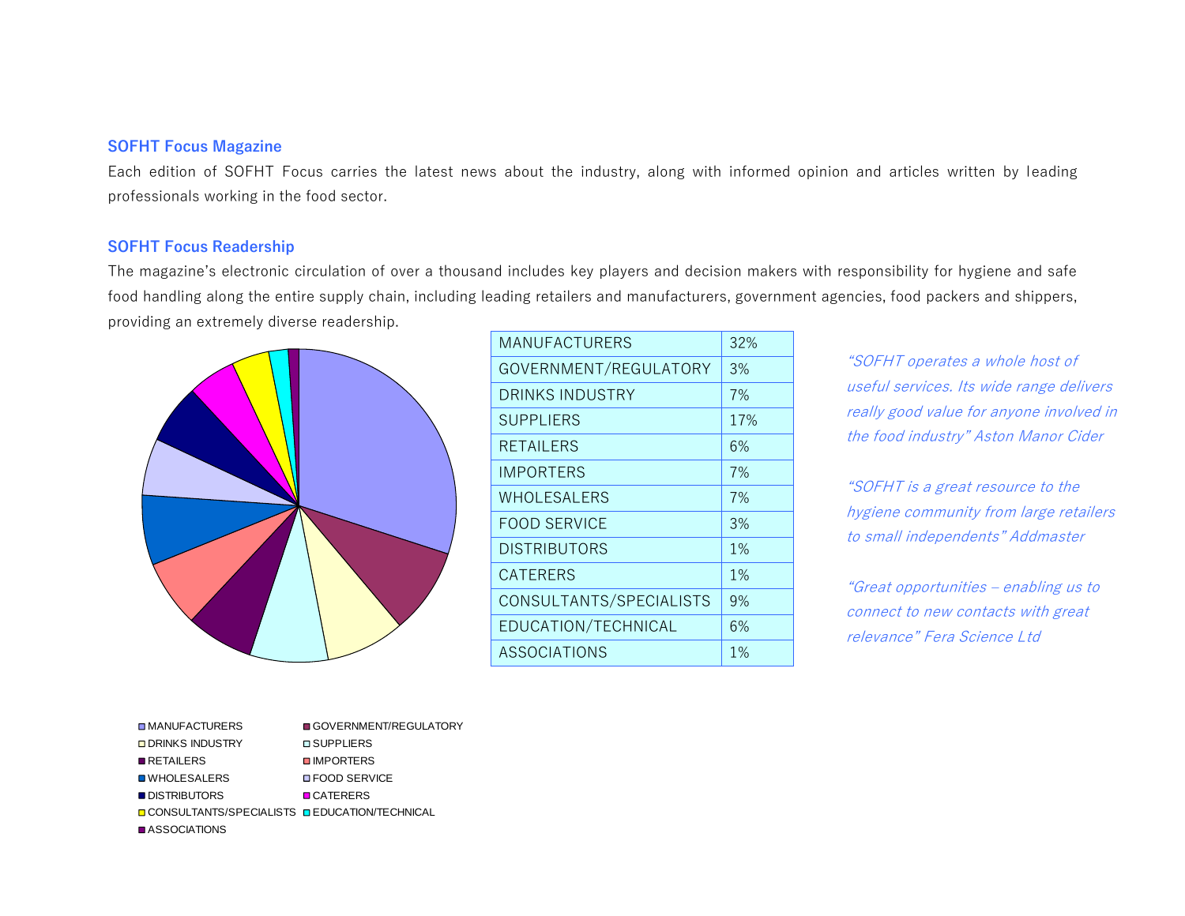## SOFHT Focus Magazine

Each edition of SOFHT Focus carries the latest news about the industry, along with informed opinion and articles written by leading professionals working in the food sector.

## SOFHT Focus Readership

The magazine's electronic circulation of over a thousand includes key players and decision makers with responsibility for hygiene and safe food handling along the entire supply chain, including leading retailers and manufacturers, government agencies, food packers and shippers, providing an extremely diverse readership.

| MANUFACTURERS | 32% |
|---|---|
| GOVERNMENT/REGULATORY | 3% |
| DRINKS INDUSTRY | 7% |
| SUPPLIERS | 17% |
| RETAILERS | 6% |
| IMPORTERS | 7% |
| WHOLESALERS | 7% |
| FOOD SERVICE | 3% |
| DISTRIBUTORS | 1% |
| CATERERS | 1% |
| CONSULTANTS/SPECIALISTS | 9% |
| EDUCATION/TECHNICAL | 6% |
| ASSOCIATIONS | 1% |

MANUFACTURERS, GOVERNMENT/REGULATORY, DRINKS INDUSTRY, SUPPLIERS, RETAILERS, IMPORTERS, WHOLESALERS, FOOD SERVICE, DISTRIBUTORS, CATERERS, CONSULTANTS/SPECIALISTS, EDUCATION/TECHNICAL, ASSOCIATIONS

*"SOFHT operates a whole host of useful services. Its wide range delivers really good value for anyone involved in the food industry" Aston Manor Cider*

*"SOFHT is a great resource to the hygiene community from large retailers to small independents" Addmaster*

*"Great opportunities – enabling us to connect to new contacts with great relevance" Fera Science Ltd*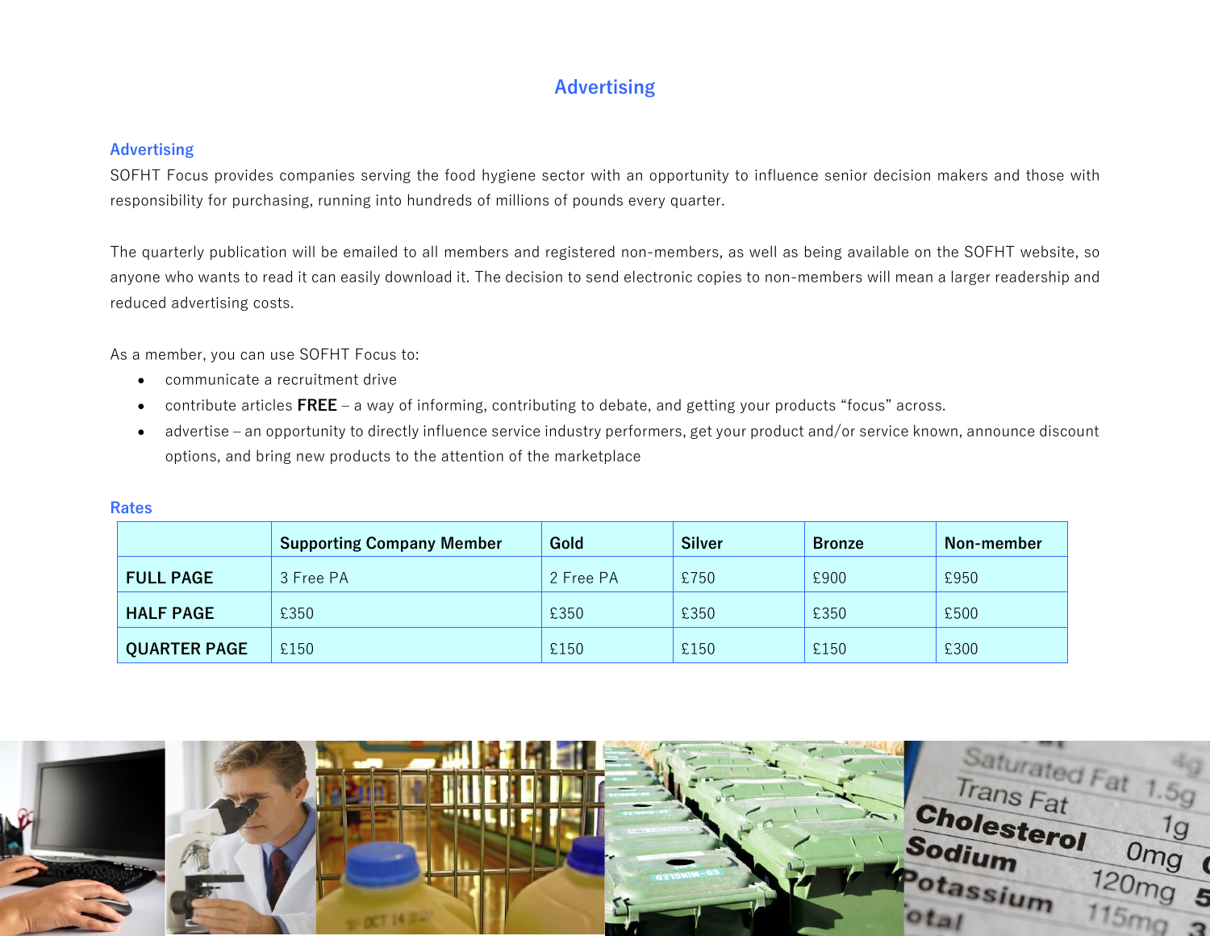# Advertising

## Advertising

SOFHT Focus provides companies serving the food hygiene sector with an opportunity to influence senior decision makers and those with responsibility for purchasing, running into hundreds of millions of pounds every quarter.

The quarterly publication will be emailed to all members and registered non-members, as well as being available on the SOFHT website, so anyone who wants to read it can easily download it. The decision to send electronic copies to non-members will mean a larger readership and reduced advertising costs.

As a member, you can use SOFHT Focus to:

- communicate a recruitment drive
- contribute articles **FREE** – a way of informing, contributing to debate, and getting your products "focus" across.
- advertise – an opportunity to directly influence service industry performers, get your product and/or service known, announce discount options, and bring new products to the attention of the marketplace

## Rates

| | Supporting Company Member | Gold | Silver | Bronze | Non-member |
|---|---|---|---|---|---|
| **FULL PAGE** | 3 Free PA | 2 Free PA | £750 | £900 | £950 |
| **HALF PAGE** | £350 | £350 | £350 | £350 | £500 |
| **QUARTER PAGE** | £150 | £150 | £150 | £150 | £300 |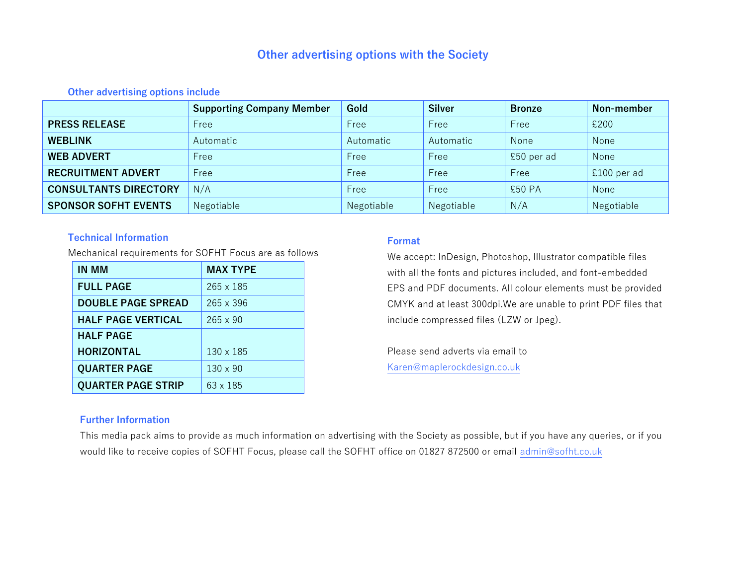# Other advertising options with the Society

### Other advertising options include

| | Supporting Company Member | Gold | Silver | Bronze | Non-member |
|---|---|---|---|---|---|
| **PRESS RELEASE** | Free | Free | Free | Free | £200 |
| **WEBLINK** | Automatic | Automatic | Automatic | None | None |
| **WEB ADVERT** | Free | Free | Free | £50 per ad | None |
| **RECRUITMENT ADVERT** | Free | Free | Free | Free | £100 per ad |
| **CONSULTANTS DIRECTORY** | N/A | Free | Free | £50 PA | None |
| **SPONSOR SOFHT EVENTS** | Negotiable | Negotiable | Negotiable | N/A | Negotiable |

### Technical Information

Mechanical requirements for SOFHT Focus are as follows

| IN MM | MAX TYPE |
|---|---|
| **FULL PAGE** | 265 x 185 |
| **DOUBLE PAGE SPREAD** | 265 x 396 |
| **HALF PAGE VERTICAL** | 265 x 90 |
| **HALF PAGE HORIZONTAL** | 130 x 185 |
| **QUARTER PAGE** | 130 x 90 |
| **QUARTER PAGE STRIP** | 63 x 185 |

### Format

We accept: InDesign, Photoshop, Illustrator compatible files with all the fonts and pictures included, and font-embedded EPS and PDF documents. All colour elements must be provided CMYK and at least 300dpi.We are unable to print PDF files that include compressed files (LZW or Jpeg).

Please send adverts via email to Karen@maplerockdesign.co.uk

### Further Information

This media pack aims to provide as much information on advertising with the Society as possible, but if you have any queries, or if you would like to receive copies of SOFHT Focus, please call the SOFHT office on 01827 872500 or email admin@sofht.co.uk